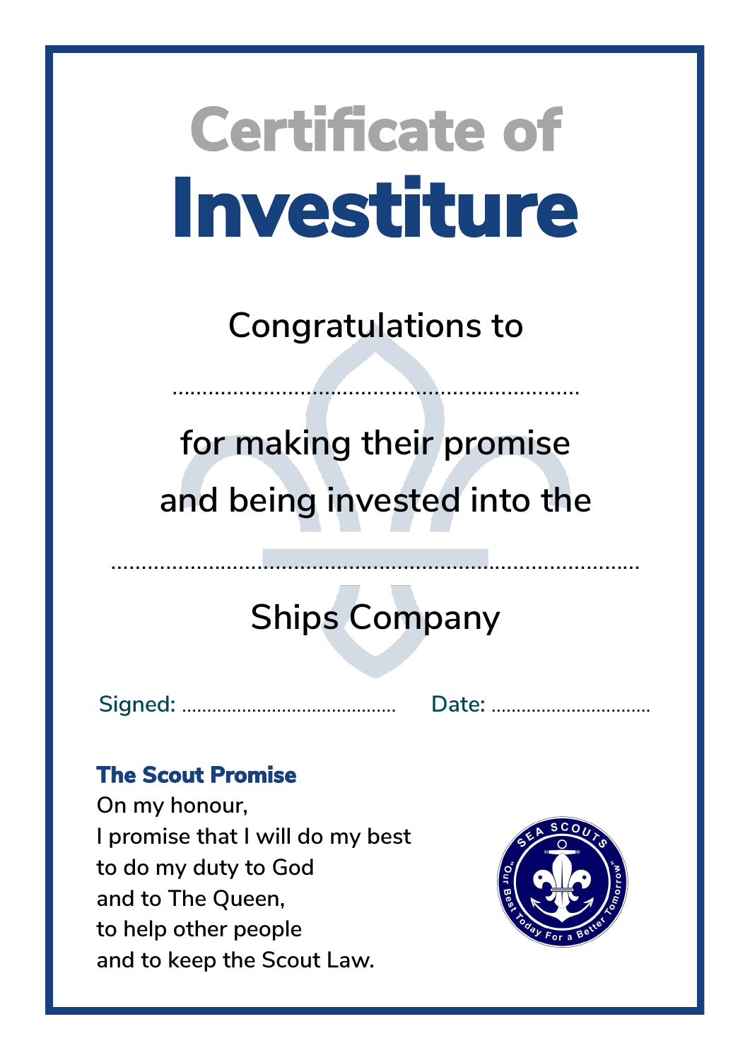# Certificate of Investiture

Congratulations to

..................................................................

for making their promise and being invested into the

......................................................................................

Ships Company

Signed: ........................................... Date: ................................

**The Scout Promise**

On my honour,
I promise that I will do my best
to do my duty to God
and to The Queen,
to help other people
and to keep the Scout Law.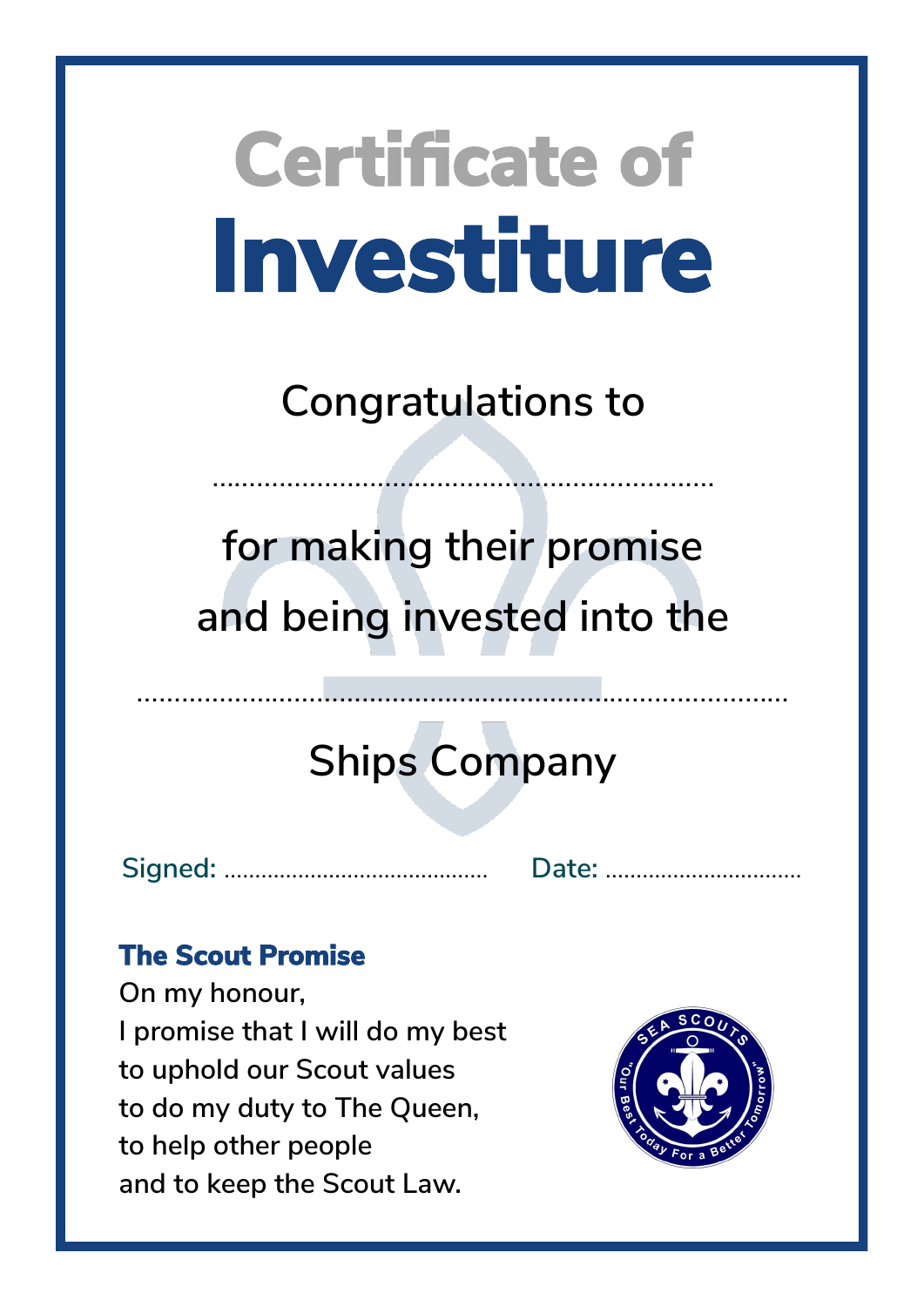# Certificate of Investiture

Congratulations to

..................................................................

for making their promise

and being invested into the

......................................................................................

Ships Company

Signed: ........................................... Date: ................................

**The Scout Promise**

On my honour,
I promise that I will do my best
to uphold our Scout values
to do my duty to The Queen,
to help other people
and to keep the Scout Law.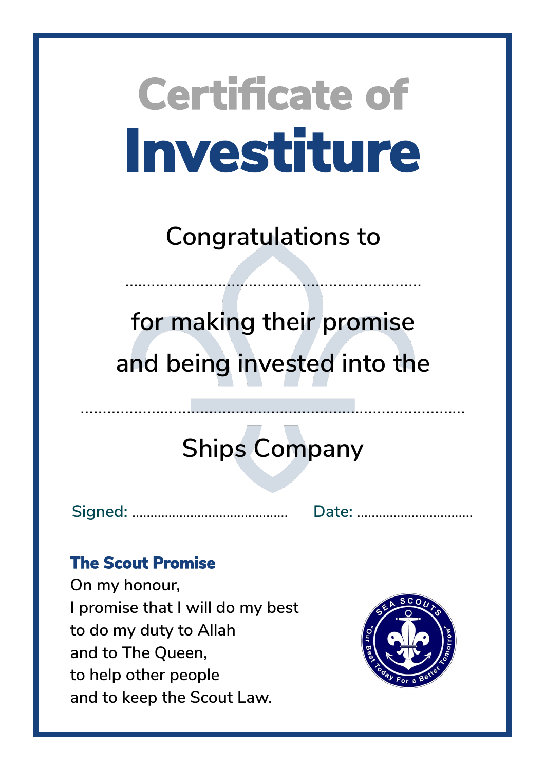# Certificate of
# Investiture

Congratulations to

.....................................................................

for making their promise
and being invested into the

..........................................................................................

Ships Company

Signed: ........................................... Date: ..................................

**The Scout Promise**

On my honour,
I promise that I will do my best
to do my duty to Allah
and to The Queen,
to help other people
and to keep the Scout Law.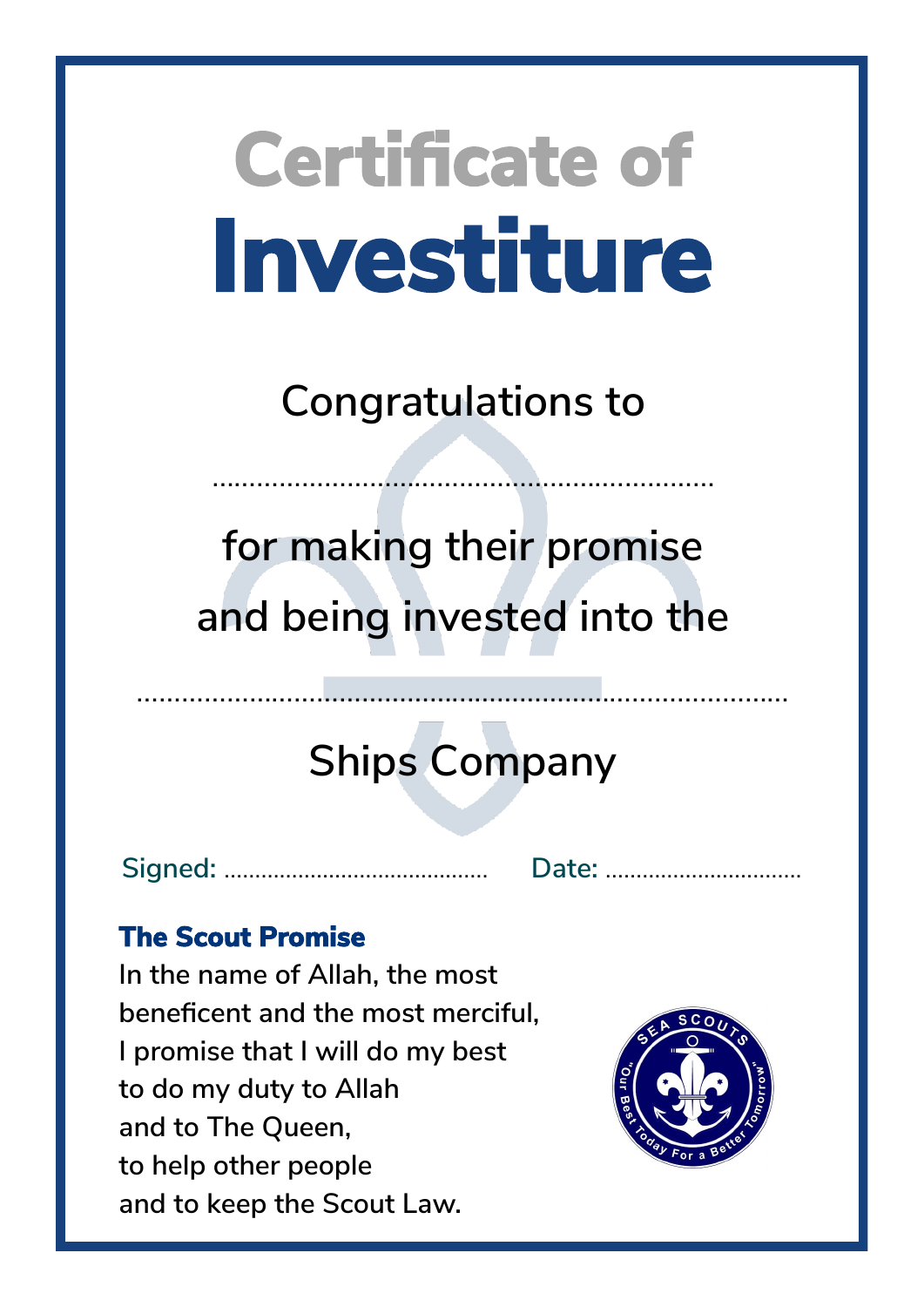# Certificate of Investiture

Congratulations to

.....................................................................

for making their promise

and being invested into the

.........................................................................................

Ships Company

Signed: .......................................... Date: ................................

### The Scout Promise

In the name of Allah, the most
beneficent and the most merciful,
I promise that I will do my best
to do my duty to Allah
and to The Queen,
to help other people
and to keep the Scout Law.

SEA SCOUTS
"Our Best Today For a Better Tomorrow"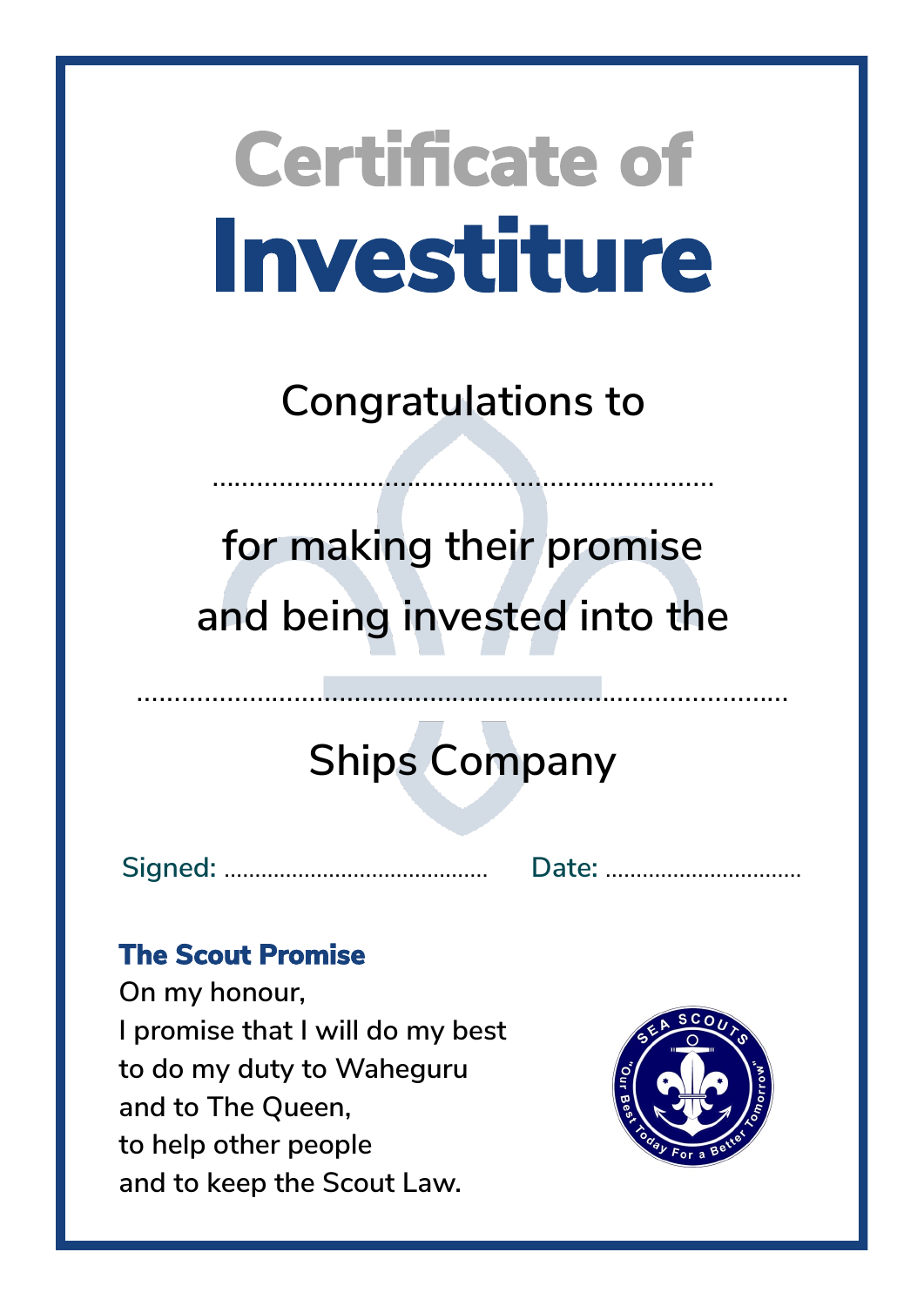# Certificate of Investiture

Congratulations to

..................................................................

for making their promise

and being invested into the

......................................................................................

Ships Company

Signed: ..........................................  Date: ...............................

### The Scout Promise

On my honour,
I promise that I will do my best
to do my duty to Waheguru
and to The Queen,
to help other people
and to keep the Scout Law.

SEA SCOUTS "Our Best Today For a Better Tomorrow"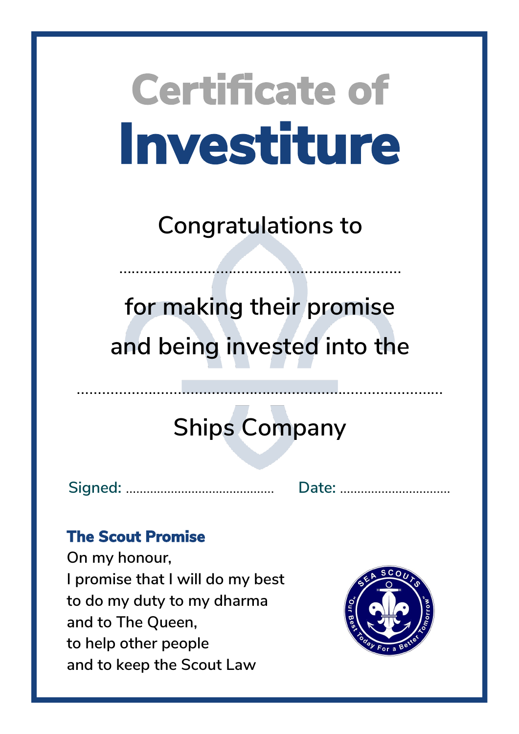# Certificate of Investiture

Congratulations to

..................................................................

for making their promise

and being invested into the

.....................................................................................

Ships Company

Signed: .........................................      Date: ..............................

**The Scout Promise**

On my honour,
I promise that I will do my best
to do my duty to my dharma
and to The Queen,
to help other people
and to keep the Scout Law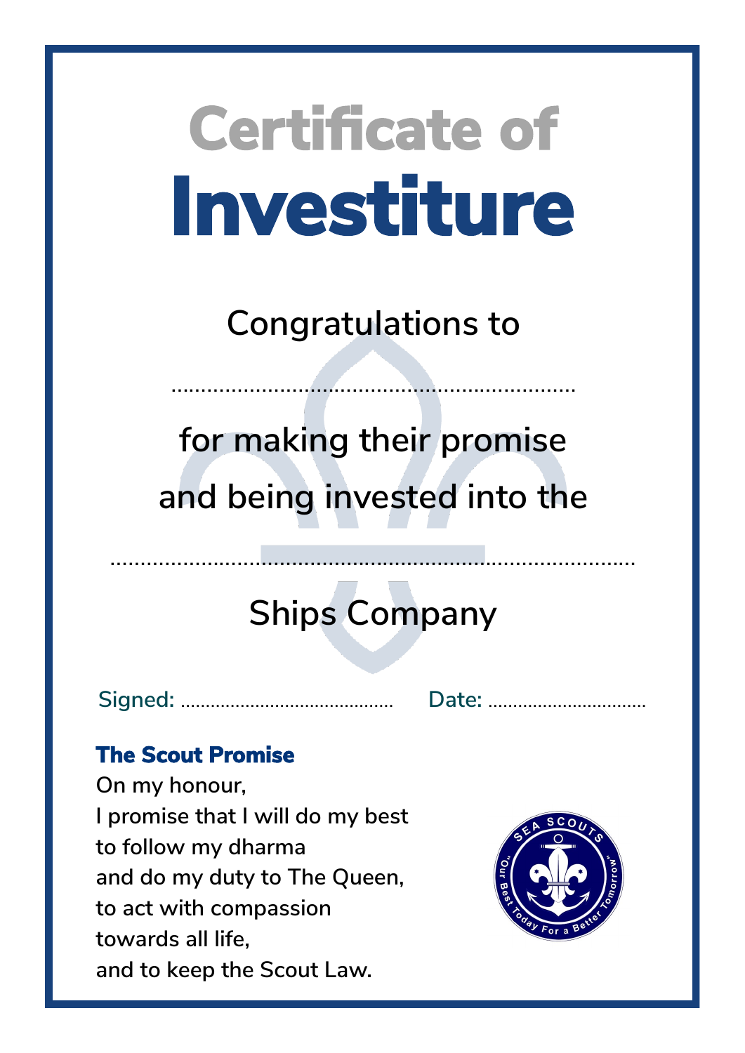# Certificate of Investiture

Congratulations to

...................................................................

for making their promise
and being invested into the

.........................................................................................

Ships Company

Signed: ........................................... Date: ................................

**The Scout Promise**

On my honour,
I promise that I will do my best
to follow my dharma
and do my duty to The Queen,
to act with compassion
towards all life,
and to keep the Scout Law.